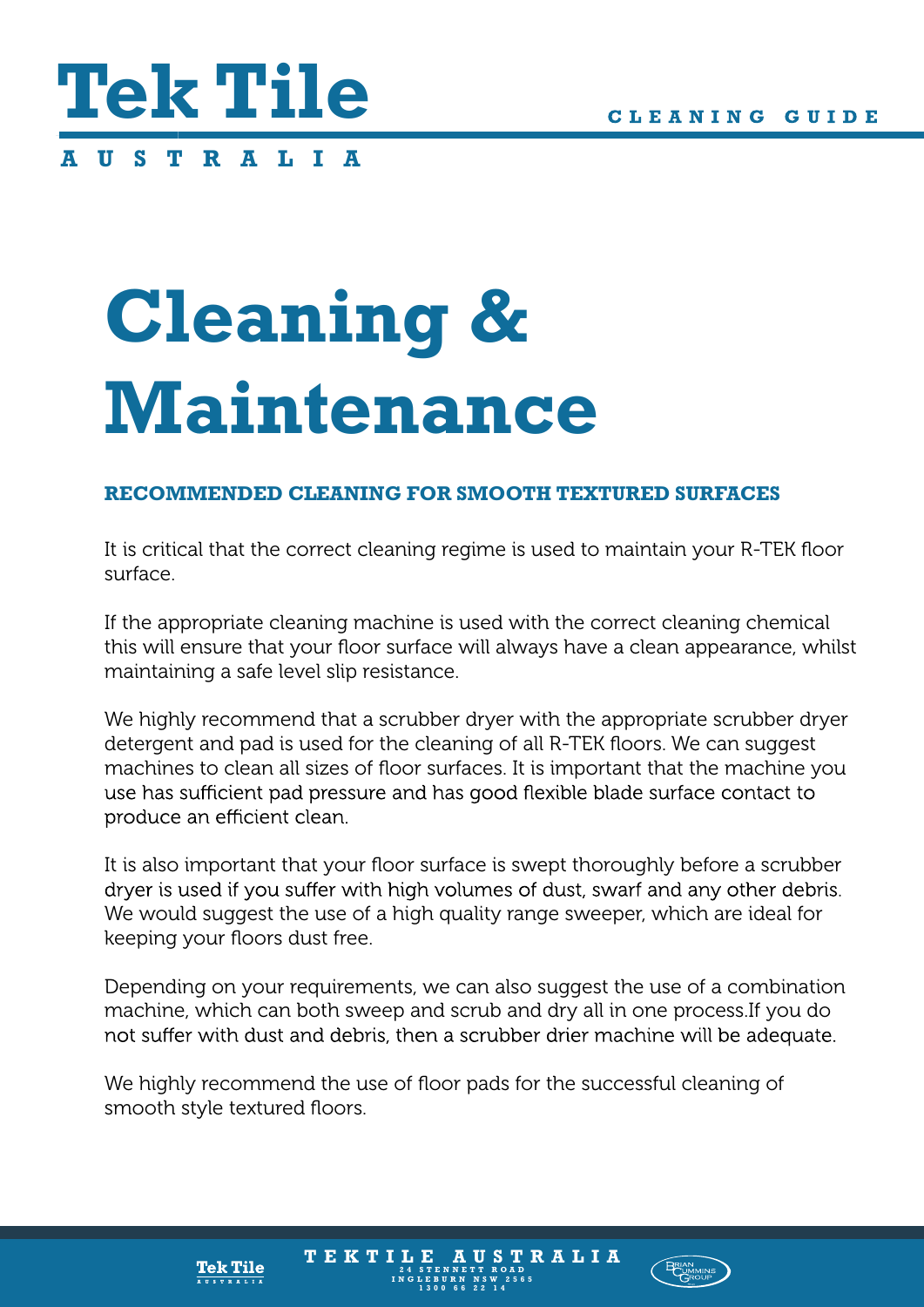# Tek Tile

AUSTRALIA

CLEANING GUIDE

# Cleaning & Maintenance

## RECOMMENDED CLEANING FOR SMOOTH TEXTURED SURFACES

It is critical that the correct cleaning regime is used to maintain your R-TEK floor surface.

If the appropriate cleaning machine is used with the correct cleaning chemical this will ensure that your floor surface will always have a clean appearance, whilst maintaining a safe level slip resistance.

We highly recommend that a scrubber dryer with the appropriate scrubber dryer detergent and pad is used for the cleaning of all R-TEK floors. We can suggest machines to clean all sizes of floor surfaces. It is important that the machine you use has sufficient pad pressure and has good flexible blade surface contact to produce an efficient clean.

It is also important that your floor surface is swept thoroughly before a scrubber dryer is used if you suffer with high volumes of dust, swarf and any other debris. We would suggest the use of a high quality range sweeper, which are ideal for keeping your floors dust free.

Depending on your requirements, we can also suggest the use of a combination machine, which can both sweep and scrub and dry all in one process.If you do not suffer with dust and debris, then a scrubber drier machine will be adequate.

We highly recommend the use of floor pads for the successful cleaning of smooth style textured floors.

TEKTILE AUSTRALIA
24 STENNETT ROAD
INGLEBURN NSW 2565
1300 66 22 14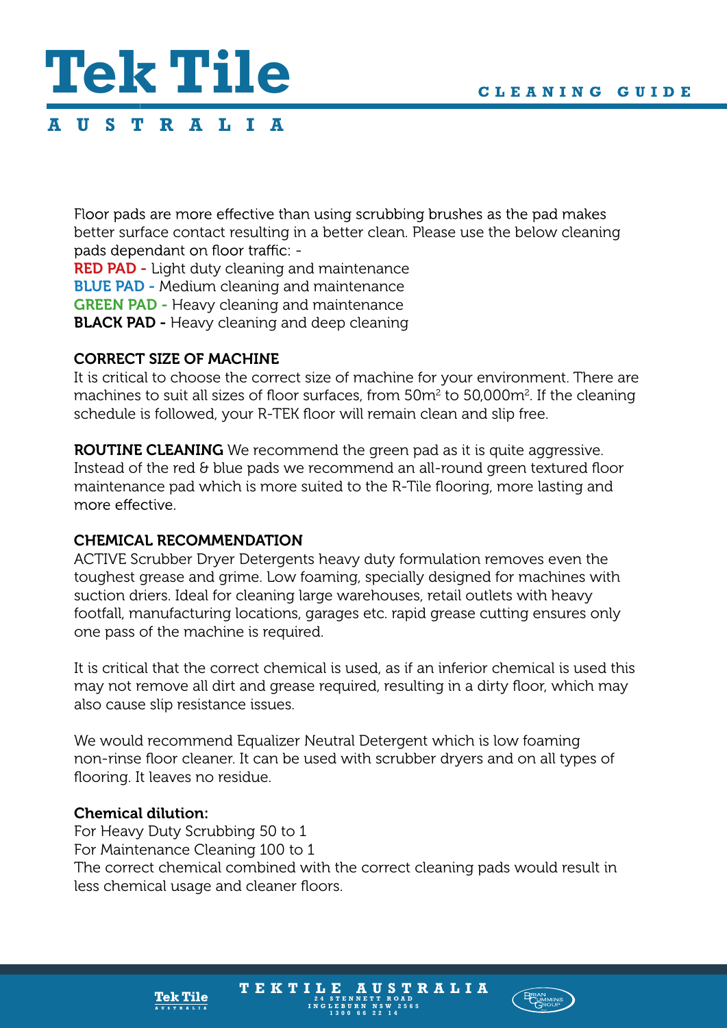Floor pads are more effective than using scrubbing brushes as the pad makes better surface contact resulting in a better clean. Please use the below cleaning pads dependant on floor traffic: -

**RED PAD -** Light duty cleaning and maintenance
**BLUE PAD -** Medium cleaning and maintenance
**GREEN PAD -** Heavy cleaning and maintenance
**BLACK PAD -** Heavy cleaning and deep cleaning

**CORRECT SIZE OF MACHINE**
It is critical to choose the correct size of machine for your environment. There are machines to suit all sizes of floor surfaces, from 50m$^2$ to 50,000m$^2$. If the cleaning schedule is followed, your R-TEK floor will remain clean and slip free.

**ROUTINE CLEANING** We recommend the green pad as it is quite aggressive. Instead of the red & blue pads we recommend an all-round green textured floor maintenance pad which is more suited to the R-Tile flooring, more lasting and more effective.

**CHEMICAL RECOMMENDATION**
ACTIVE Scrubber Dryer Detergents heavy duty formulation removes even the toughest grease and grime. Low foaming, specially designed for machines with suction driers. Ideal for cleaning large warehouses, retail outlets with heavy footfall, manufacturing locations, garages etc. rapid grease cutting ensures only one pass of the machine is required.

It is critical that the correct chemical is used, as if an inferior chemical is used this may not remove all dirt and grease required, resulting in a dirty floor, which may also cause slip resistance issues.

We would recommend Equalizer Neutral Detergent which is low foaming non-rinse floor cleaner. It can be used with scrubber dryers and on all types of flooring. It leaves no residue.

**Chemical dilution:**
For Heavy Duty Scrubbing 50 to 1
For Maintenance Cleaning 100 to 1
The correct chemical combined with the correct cleaning pads would result in less chemical usage and cleaner floors.